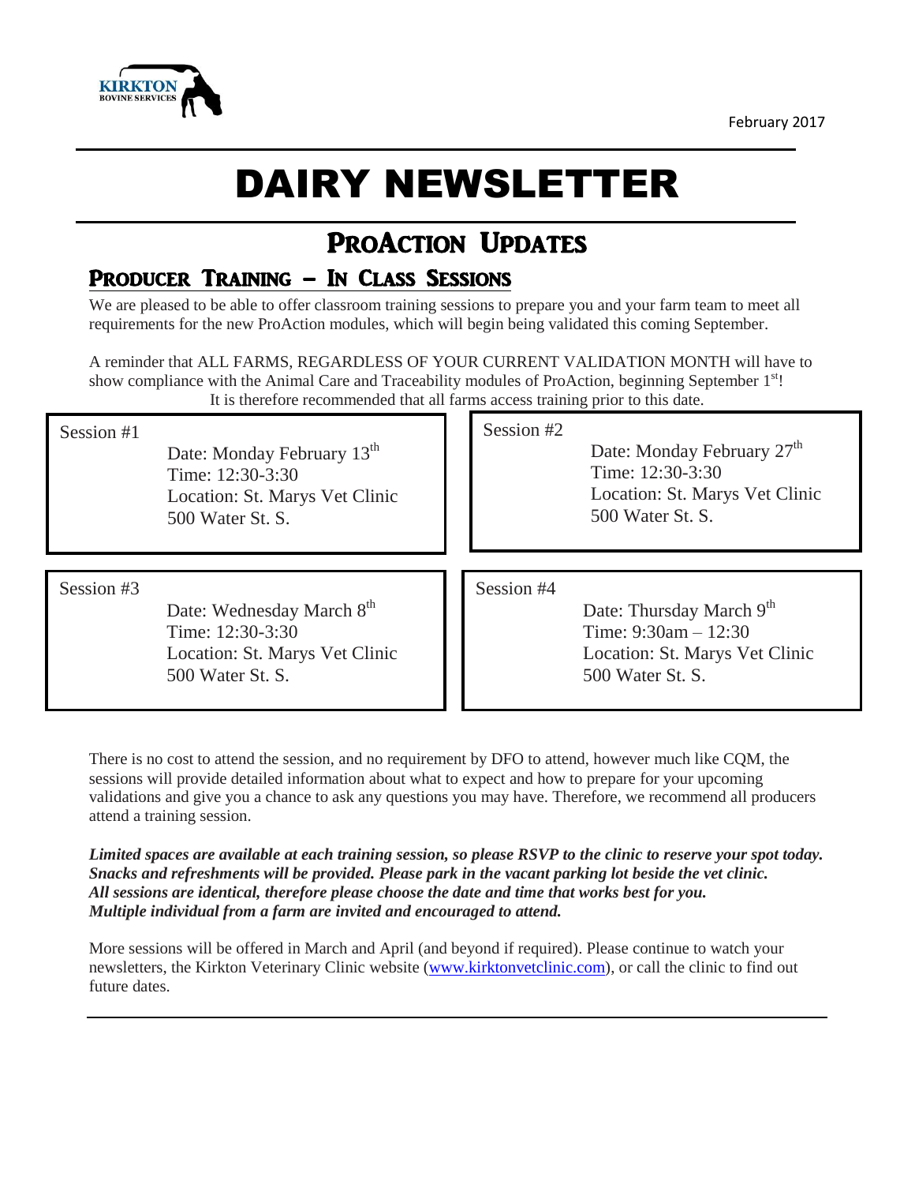KIRKTON BOVINE SERVICES

February 2017

# DAIRY NEWSLETTER

## ProAction Updates

### Producer Training – In Class Sessions

We are pleased to be able to offer classroom training sessions to prepare you and your farm team to meet all requirements for the new ProAction modules, which will begin being validated this coming September.

A reminder that ALL FARMS, REGARDLESS OF YOUR CURRENT VALIDATION MONTH will have to show compliance with the Animal Care and Traceability modules of ProAction, beginning September 1st! It is therefore recommended that all farms access training prior to this date.

**Session #1**
Date: Monday February 13th
Time: 12:30-3:30
Location: St. Marys Vet Clinic
500 Water St. S.

**Session #2**
Date: Monday February 27th
Time: 12:30-3:30
Location: St. Marys Vet Clinic
500 Water St. S.

**Session #3**
Date: Wednesday March 8th
Time: 12:30-3:30
Location: St. Marys Vet Clinic
500 Water St. S.

**Session #4**
Date: Thursday March 9th
Time: 9:30am – 12:30
Location: St. Marys Vet Clinic
500 Water St. S.

There is no cost to attend the session, and no requirement by DFO to attend, however much like CQM, the sessions will provide detailed information about what to expect and how to prepare for your upcoming validations and give you a chance to ask any questions you may have. Therefore, we recommend all producers attend a training session.

***Limited spaces are available at each training session, so please RSVP to the clinic to reserve your spot today. Snacks and refreshments will be provided. Please park in the vacant parking lot beside the vet clinic. All sessions are identical, therefore please choose the date and time that works best for you. Multiple individual from a farm are invited and encouraged to attend.***

More sessions will be offered in March and April (and beyond if required). Please continue to watch your newsletters, the Kirkton Veterinary Clinic website (www.kirktonvetclinic.com), or call the clinic to find out future dates.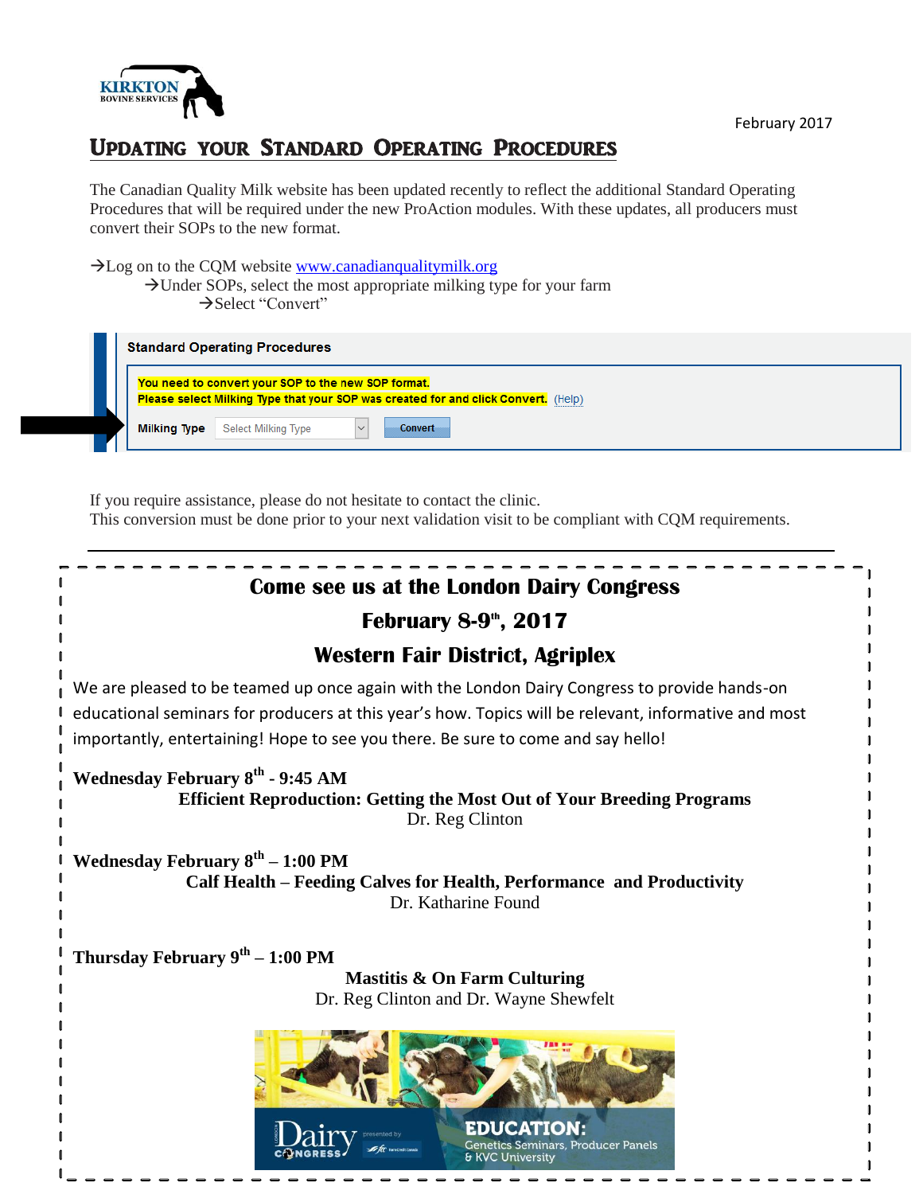KIRKTON BOVINE SERVICES

February 2017

# Updating your Standard Operating Procedures

The Canadian Quality Milk website has been updated recently to reflect the additional Standard Operating Procedures that will be required under the new ProAction modules. With these updates, all producers must convert their SOPs to the new format.

→Log on to the CQM website www.canadianqualitymilk.org
→Under SOPs, select the most appropriate milking type for your farm
→Select "Convert"

**Standard Operating Procedures**

You need to convert your SOP to the new SOP format.
Please select Milking Type that your SOP was created for and click Convert. (Help)

Milking Type | Select Milking Type | Convert

If you require assistance, please do not hesitate to contact the clinic.
This conversion must be done prior to your next validation visit to be compliant with CQM requirements.

---

## Come see us at the London Dairy Congress

## February 8-9th, 2017

## Western Fair District, Agriplex

We are pleased to be teamed up once again with the London Dairy Congress to provide hands-on educational seminars for producers at this year's how. Topics will be relevant, informative and most importantly, entertaining! Hope to see you there. Be sure to come and say hello!

**Wednesday February 8th - 9:45 AM**
**Efficient Reproduction: Getting the Most Out of Your Breeding Programs**
Dr. Reg Clinton

**Wednesday February 8th – 1:00 PM**
**Calf Health – Feeding Calves for Health, Performance and Productivity**
Dr. Katharine Found

**Thursday February 9th – 1:00 PM**
**Mastitis & On Farm Culturing**
Dr. Reg Clinton and Dr. Wayne Shewfelt

London Dairy Congress presented by FCC
EDUCATION: Genetics Seminars, Producer Panels & KVC University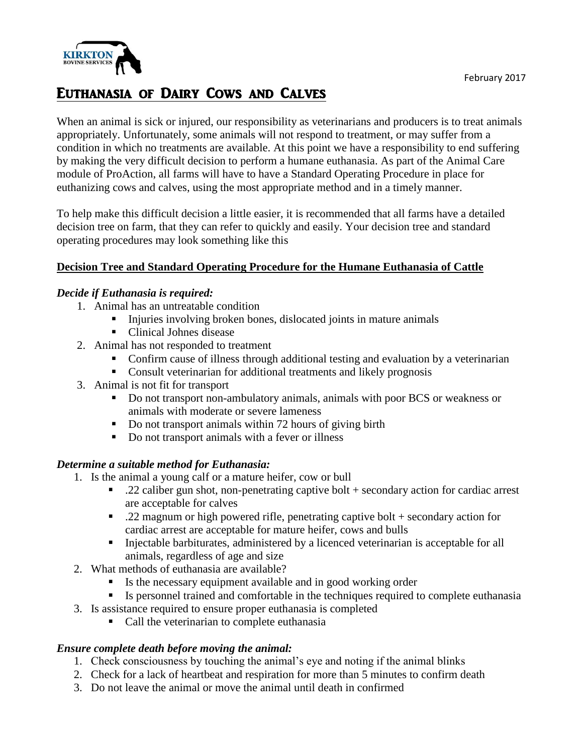February 2017

# Euthanasia of Dairy Cows and Calves

When an animal is sick or injured, our responsibility as veterinarians and producers is to treat animals appropriately. Unfortunately, some animals will not respond to treatment, or may suffer from a condition in which no treatments are available. At this point we have a responsibility to end suffering by making the very difficult decision to perform a humane euthanasia. As part of the Animal Care module of ProAction, all farms will have to have a Standard Operating Procedure in place for euthanizing cows and calves, using the most appropriate method and in a timely manner.

To help make this difficult decision a little easier, it is recommended that all farms have a detailed decision tree on farm, that they can refer to quickly and easily. Your decision tree and standard operating procedures may look something like this

## Decision Tree and Standard Operating Procedure for the Humane Euthanasia of Cattle

### *Decide if Euthanasia is required:*

1. Animal has an untreatable condition
   - Injuries involving broken bones, dislocated joints in mature animals
   - Clinical Johnes disease
2. Animal has not responded to treatment
   - Confirm cause of illness through additional testing and evaluation by a veterinarian
   - Consult veterinarian for additional treatments and likely prognosis
3. Animal is not fit for transport
   - Do not transport non-ambulatory animals, animals with poor BCS or weakness or animals with moderate or severe lameness
   - Do not transport animals within 72 hours of giving birth
   - Do not transport animals with a fever or illness

### *Determine a suitable method for Euthanasia:*

1. Is the animal a young calf or a mature heifer, cow or bull
   - .22 caliber gun shot, non-penetrating captive bolt + secondary action for cardiac arrest are acceptable for calves
   - .22 magnum or high powered rifle, penetrating captive bolt + secondary action for cardiac arrest are acceptable for mature heifer, cows and bulls
   - Injectable barbiturates, administered by a licenced veterinarian is acceptable for all animals, regardless of age and size
2. What methods of euthanasia are available?
   - Is the necessary equipment available and in good working order
   - Is personnel trained and comfortable in the techniques required to complete euthanasia
3. Is assistance required to ensure proper euthanasia is completed
   - Call the veterinarian to complete euthanasia

### *Ensure complete death before moving the animal:*

1. Check consciousness by touching the animal's eye and noting if the animal blinks
2. Check for a lack of heartbeat and respiration for more than 5 minutes to confirm death
3. Do not leave the animal or move the animal until death in confirmed